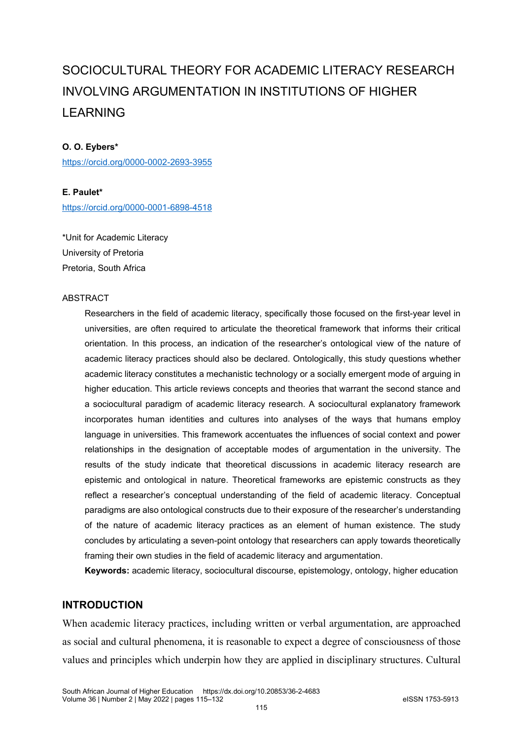# SOCIOCULTURAL THEORY FOR ACADEMIC LITERACY RESEARCH INVOLVING ARGUMENTATION IN INSTITUTIONS OF HIGHER LEARNING

**O. O. Eybers***

https://orcid.org/0000-0002-2693-3955

**E. Paulet***

https://orcid.org/0000-0001-6898-4518

*Unit for Academic Literacy
University of Pretoria
Pretoria, South Africa

## ABSTRACT

Researchers in the field of academic literacy, specifically those focused on the first-year level in universities, are often required to articulate the theoretical framework that informs their critical orientation. In this process, an indication of the researcher's ontological view of the nature of academic literacy practices should also be declared. Ontologically, this study questions whether academic literacy constitutes a mechanistic technology or a socially emergent mode of arguing in higher education. This article reviews concepts and theories that warrant the second stance and a sociocultural paradigm of academic literacy research. A sociocultural explanatory framework incorporates human identities and cultures into analyses of the ways that humans employ language in universities. This framework accentuates the influences of social context and power relationships in the designation of acceptable modes of argumentation in the university. The results of the study indicate that theoretical discussions in academic literacy research are epistemic and ontological in nature. Theoretical frameworks are epistemic constructs as they reflect a researcher's conceptual understanding of the field of academic literacy. Conceptual paradigms are also ontological constructs due to their exposure of the researcher's understanding of the nature of academic literacy practices as an element of human existence. The study concludes by articulating a seven-point ontology that researchers can apply towards theoretically framing their own studies in the field of academic literacy and argumentation.

**Keywords:** academic literacy, sociocultural discourse, epistemology, ontology, higher education

## INTRODUCTION

When academic literacy practices, including written or verbal argumentation, are approached as social and cultural phenomena, it is reasonable to expect a degree of consciousness of those values and principles which underpin how they are applied in disciplinary structures. Cultural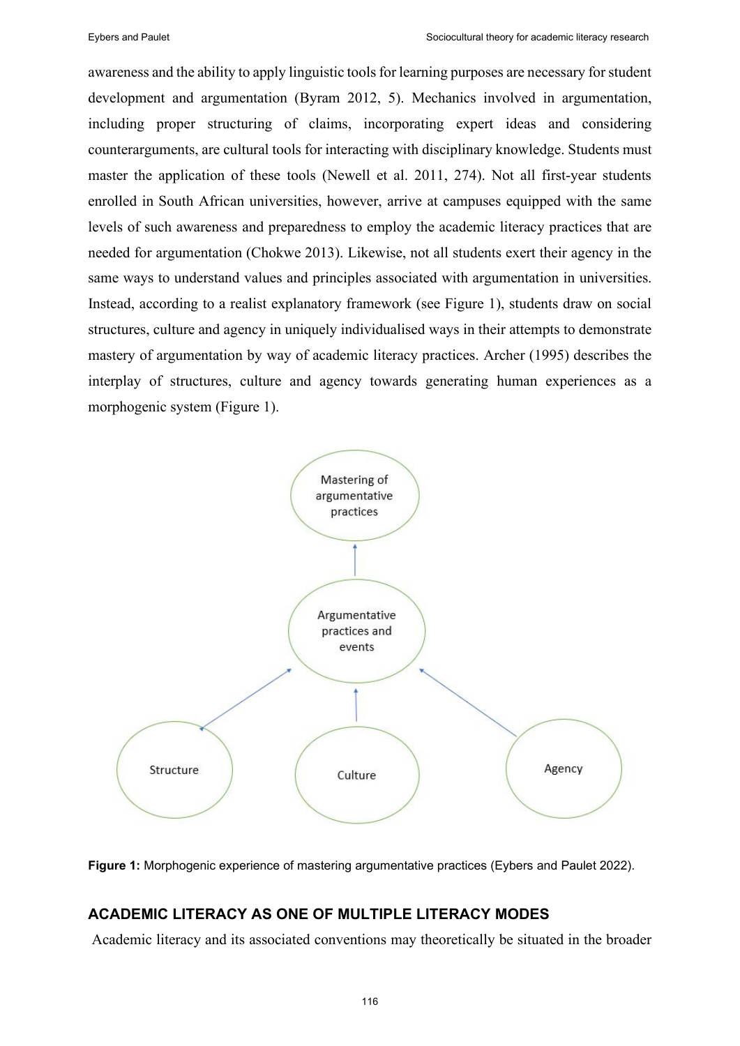awareness and the ability to apply linguistic tools for learning purposes are necessary for student development and argumentation (Byram 2012, 5). Mechanics involved in argumentation, including proper structuring of claims, incorporating expert ideas and considering counterarguments, are cultural tools for interacting with disciplinary knowledge. Students must master the application of these tools (Newell et al. 2011, 274). Not all first-year students enrolled in South African universities, however, arrive at campuses equipped with the same levels of such awareness and preparedness to employ the academic literacy practices that are needed for argumentation (Chokwe 2013). Likewise, not all students exert their agency in the same ways to understand values and principles associated with argumentation in universities. Instead, according to a realist explanatory framework (see Figure 1), students draw on social structures, culture and agency in uniquely individualised ways in their attempts to demonstrate mastery of argumentation by way of academic literacy practices. Archer (1995) describes the interplay of structures, culture and agency towards generating human experiences as a morphogenic system (Figure 1).

**Figure 1:** Morphogenic experience of mastering argumentative practices (Eybers and Paulet 2022).

## ACADEMIC LITERACY AS ONE OF MULTIPLE LITERACY MODES

Academic literacy and its associated conventions may theoretically be situated in the broader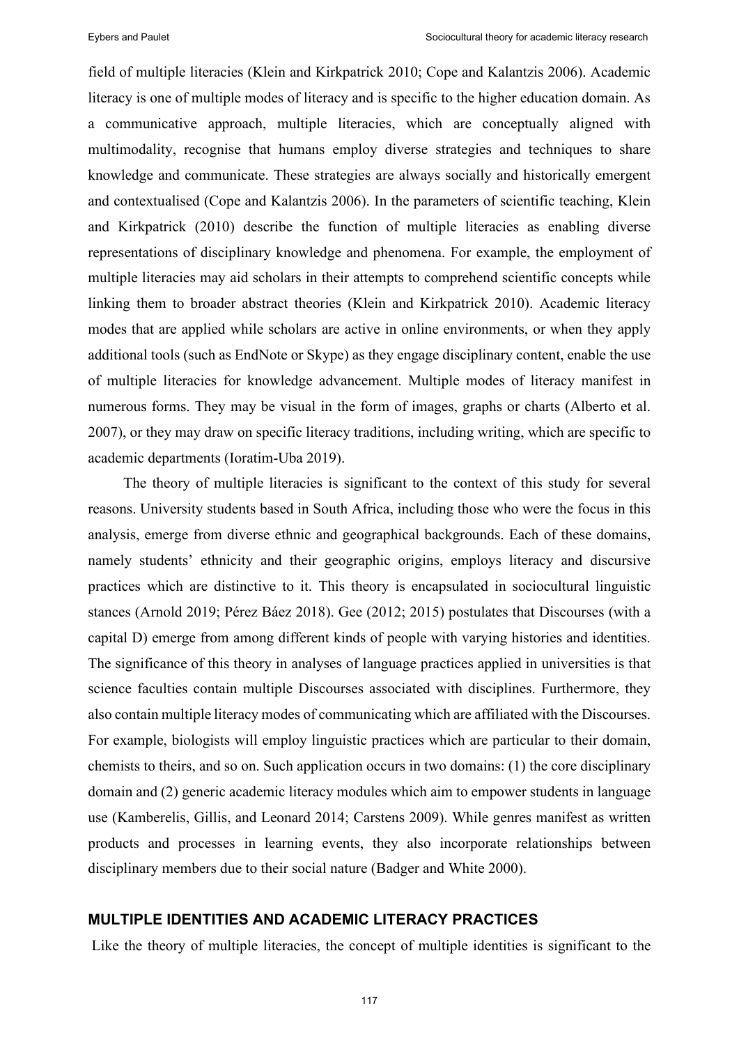field of multiple literacies (Klein and Kirkpatrick 2010; Cope and Kalantzis 2006). Academic literacy is one of multiple modes of literacy and is specific to the higher education domain. As a communicative approach, multiple literacies, which are conceptually aligned with multimodality, recognise that humans employ diverse strategies and techniques to share knowledge and communicate. These strategies are always socially and historically emergent and contextualised (Cope and Kalantzis 2006). In the parameters of scientific teaching, Klein and Kirkpatrick (2010) describe the function of multiple literacies as enabling diverse representations of disciplinary knowledge and phenomena. For example, the employment of multiple literacies may aid scholars in their attempts to comprehend scientific concepts while linking them to broader abstract theories (Klein and Kirkpatrick 2010). Academic literacy modes that are applied while scholars are active in online environments, or when they apply additional tools (such as EndNote or Skype) as they engage disciplinary content, enable the use of multiple literacies for knowledge advancement. Multiple modes of literacy manifest in numerous forms. They may be visual in the form of images, graphs or charts (Alberto et al. 2007), or they may draw on specific literacy traditions, including writing, which are specific to academic departments (Ioratim-Uba 2019).

The theory of multiple literacies is significant to the context of this study for several reasons. University students based in South Africa, including those who were the focus in this analysis, emerge from diverse ethnic and geographical backgrounds. Each of these domains, namely students' ethnicity and their geographic origins, employs literacy and discursive practices which are distinctive to it. This theory is encapsulated in sociocultural linguistic stances (Arnold 2019; Pérez Báez 2018). Gee (2012; 2015) postulates that Discourses (with a capital D) emerge from among different kinds of people with varying histories and identities. The significance of this theory in analyses of language practices applied in universities is that science faculties contain multiple Discourses associated with disciplines. Furthermore, they also contain multiple literacy modes of communicating which are affiliated with the Discourses. For example, biologists will employ linguistic practices which are particular to their domain, chemists to theirs, and so on. Such application occurs in two domains: (1) the core disciplinary domain and (2) generic academic literacy modules which aim to empower students in language use (Kamberelis, Gillis, and Leonard 2014; Carstens 2009). While genres manifest as written products and processes in learning events, they also incorporate relationships between disciplinary members due to their social nature (Badger and White 2000).

## MULTIPLE IDENTITIES AND ACADEMIC LITERACY PRACTICES

Like the theory of multiple literacies, the concept of multiple identities is significant to the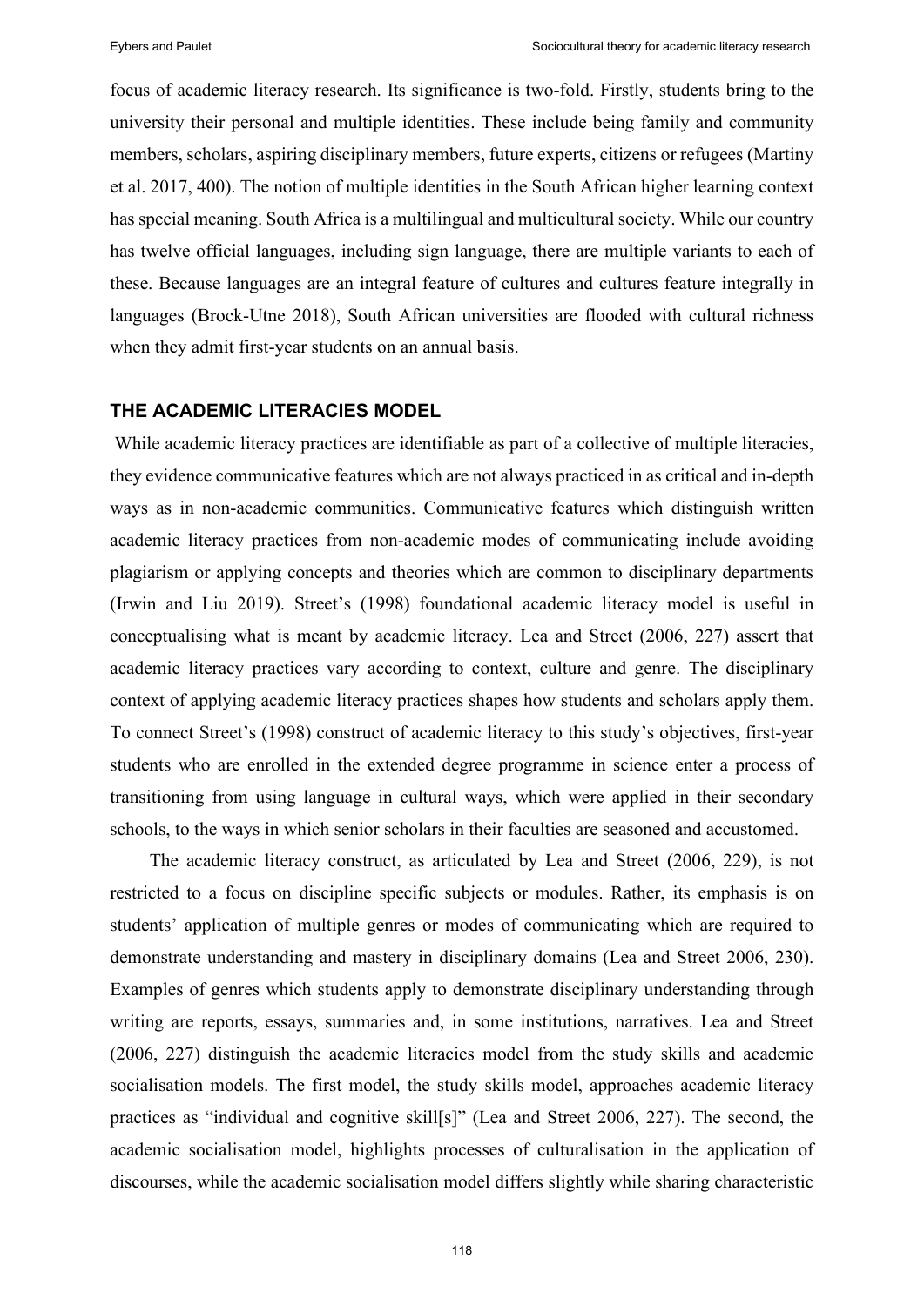focus of academic literacy research. Its significance is two-fold. Firstly, students bring to the university their personal and multiple identities. These include being family and community members, scholars, aspiring disciplinary members, future experts, citizens or refugees (Martiny et al. 2017, 400). The notion of multiple identities in the South African higher learning context has special meaning. South Africa is a multilingual and multicultural society. While our country has twelve official languages, including sign language, there are multiple variants to each of these. Because languages are an integral feature of cultures and cultures feature integrally in languages (Brock-Utne 2018), South African universities are flooded with cultural richness when they admit first-year students on an annual basis.

## THE ACADEMIC LITERACIES MODEL

While academic literacy practices are identifiable as part of a collective of multiple literacies, they evidence communicative features which are not always practiced in as critical and in-depth ways as in non-academic communities. Communicative features which distinguish written academic literacy practices from non-academic modes of communicating include avoiding plagiarism or applying concepts and theories which are common to disciplinary departments (Irwin and Liu 2019). Street's (1998) foundational academic literacy model is useful in conceptualising what is meant by academic literacy. Lea and Street (2006, 227) assert that academic literacy practices vary according to context, culture and genre. The disciplinary context of applying academic literacy practices shapes how students and scholars apply them. To connect Street's (1998) construct of academic literacy to this study's objectives, first-year students who are enrolled in the extended degree programme in science enter a process of transitioning from using language in cultural ways, which were applied in their secondary schools, to the ways in which senior scholars in their faculties are seasoned and accustomed.

The academic literacy construct, as articulated by Lea and Street (2006, 229), is not restricted to a focus on discipline specific subjects or modules. Rather, its emphasis is on students' application of multiple genres or modes of communicating which are required to demonstrate understanding and mastery in disciplinary domains (Lea and Street 2006, 230). Examples of genres which students apply to demonstrate disciplinary understanding through writing are reports, essays, summaries and, in some institutions, narratives. Lea and Street (2006, 227) distinguish the academic literacies model from the study skills and academic socialisation models. The first model, the study skills model, approaches academic literacy practices as "individual and cognitive skill[s]" (Lea and Street 2006, 227). The second, the academic socialisation model, highlights processes of culturalisation in the application of discourses, while the academic socialisation model differs slightly while sharing characteristic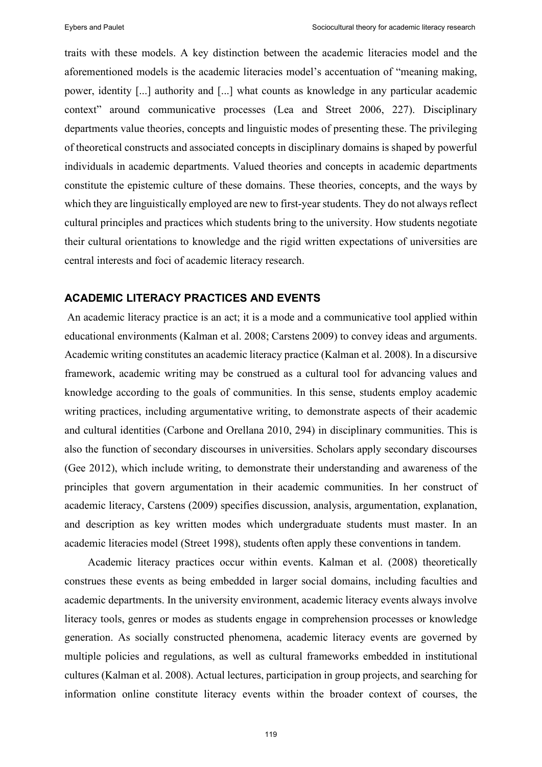traits with these models. A key distinction between the academic literacies model and the aforementioned models is the academic literacies model's accentuation of "meaning making, power, identity [...] authority and [...] what counts as knowledge in any particular academic context" around communicative processes (Lea and Street 2006, 227). Disciplinary departments value theories, concepts and linguistic modes of presenting these. The privileging of theoretical constructs and associated concepts in disciplinary domains is shaped by powerful individuals in academic departments. Valued theories and concepts in academic departments constitute the epistemic culture of these domains. These theories, concepts, and the ways by which they are linguistically employed are new to first-year students. They do not always reflect cultural principles and practices which students bring to the university. How students negotiate their cultural orientations to knowledge and the rigid written expectations of universities are central interests and foci of academic literacy research.

## ACADEMIC LITERACY PRACTICES AND EVENTS

An academic literacy practice is an act; it is a mode and a communicative tool applied within educational environments (Kalman et al. 2008; Carstens 2009) to convey ideas and arguments. Academic writing constitutes an academic literacy practice (Kalman et al. 2008). In a discursive framework, academic writing may be construed as a cultural tool for advancing values and knowledge according to the goals of communities. In this sense, students employ academic writing practices, including argumentative writing, to demonstrate aspects of their academic and cultural identities (Carbone and Orellana 2010, 294) in disciplinary communities. This is also the function of secondary discourses in universities. Scholars apply secondary discourses (Gee 2012), which include writing, to demonstrate their understanding and awareness of the principles that govern argumentation in their academic communities. In her construct of academic literacy, Carstens (2009) specifies discussion, analysis, argumentation, explanation, and description as key written modes which undergraduate students must master. In an academic literacies model (Street 1998), students often apply these conventions in tandem.

Academic literacy practices occur within events. Kalman et al. (2008) theoretically construes these events as being embedded in larger social domains, including faculties and academic departments. In the university environment, academic literacy events always involve literacy tools, genres or modes as students engage in comprehension processes or knowledge generation. As socially constructed phenomena, academic literacy events are governed by multiple policies and regulations, as well as cultural frameworks embedded in institutional cultures (Kalman et al. 2008). Actual lectures, participation in group projects, and searching for information online constitute literacy events within the broader context of courses, the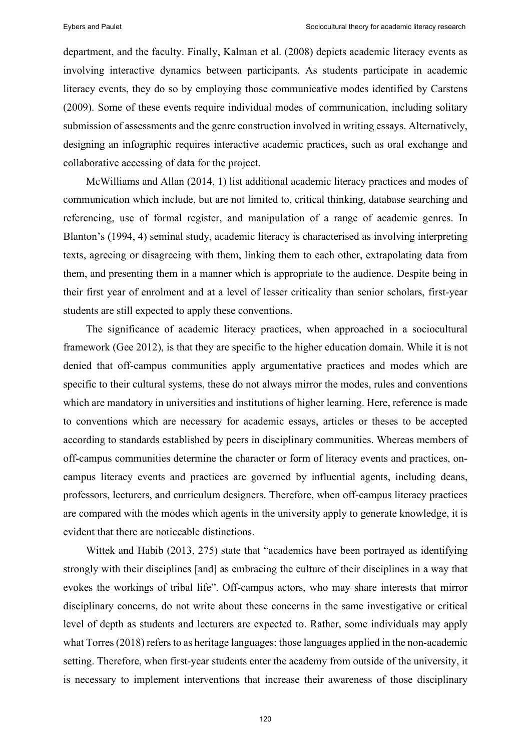department, and the faculty. Finally, Kalman et al. (2008) depicts academic literacy events as involving interactive dynamics between participants. As students participate in academic literacy events, they do so by employing those communicative modes identified by Carstens (2009). Some of these events require individual modes of communication, including solitary submission of assessments and the genre construction involved in writing essays. Alternatively, designing an infographic requires interactive academic practices, such as oral exchange and collaborative accessing of data for the project.

McWilliams and Allan (2014, 1) list additional academic literacy practices and modes of communication which include, but are not limited to, critical thinking, database searching and referencing, use of formal register, and manipulation of a range of academic genres. In Blanton's (1994, 4) seminal study, academic literacy is characterised as involving interpreting texts, agreeing or disagreeing with them, linking them to each other, extrapolating data from them, and presenting them in a manner which is appropriate to the audience. Despite being in their first year of enrolment and at a level of lesser criticality than senior scholars, first-year students are still expected to apply these conventions.

The significance of academic literacy practices, when approached in a sociocultural framework (Gee 2012), is that they are specific to the higher education domain. While it is not denied that off-campus communities apply argumentative practices and modes which are specific to their cultural systems, these do not always mirror the modes, rules and conventions which are mandatory in universities and institutions of higher learning. Here, reference is made to conventions which are necessary for academic essays, articles or theses to be accepted according to standards established by peers in disciplinary communities. Whereas members of off-campus communities determine the character or form of literacy events and practices, on-campus literacy events and practices are governed by influential agents, including deans, professors, lecturers, and curriculum designers. Therefore, when off-campus literacy practices are compared with the modes which agents in the university apply to generate knowledge, it is evident that there are noticeable distinctions.

Wittek and Habib (2013, 275) state that "academics have been portrayed as identifying strongly with their disciplines [and] as embracing the culture of their disciplines in a way that evokes the workings of tribal life". Off-campus actors, who may share interests that mirror disciplinary concerns, do not write about these concerns in the same investigative or critical level of depth as students and lecturers are expected to. Rather, some individuals may apply what Torres (2018) refers to as heritage languages: those languages applied in the non-academic setting. Therefore, when first-year students enter the academy from outside of the university, it is necessary to implement interventions that increase their awareness of those disciplinary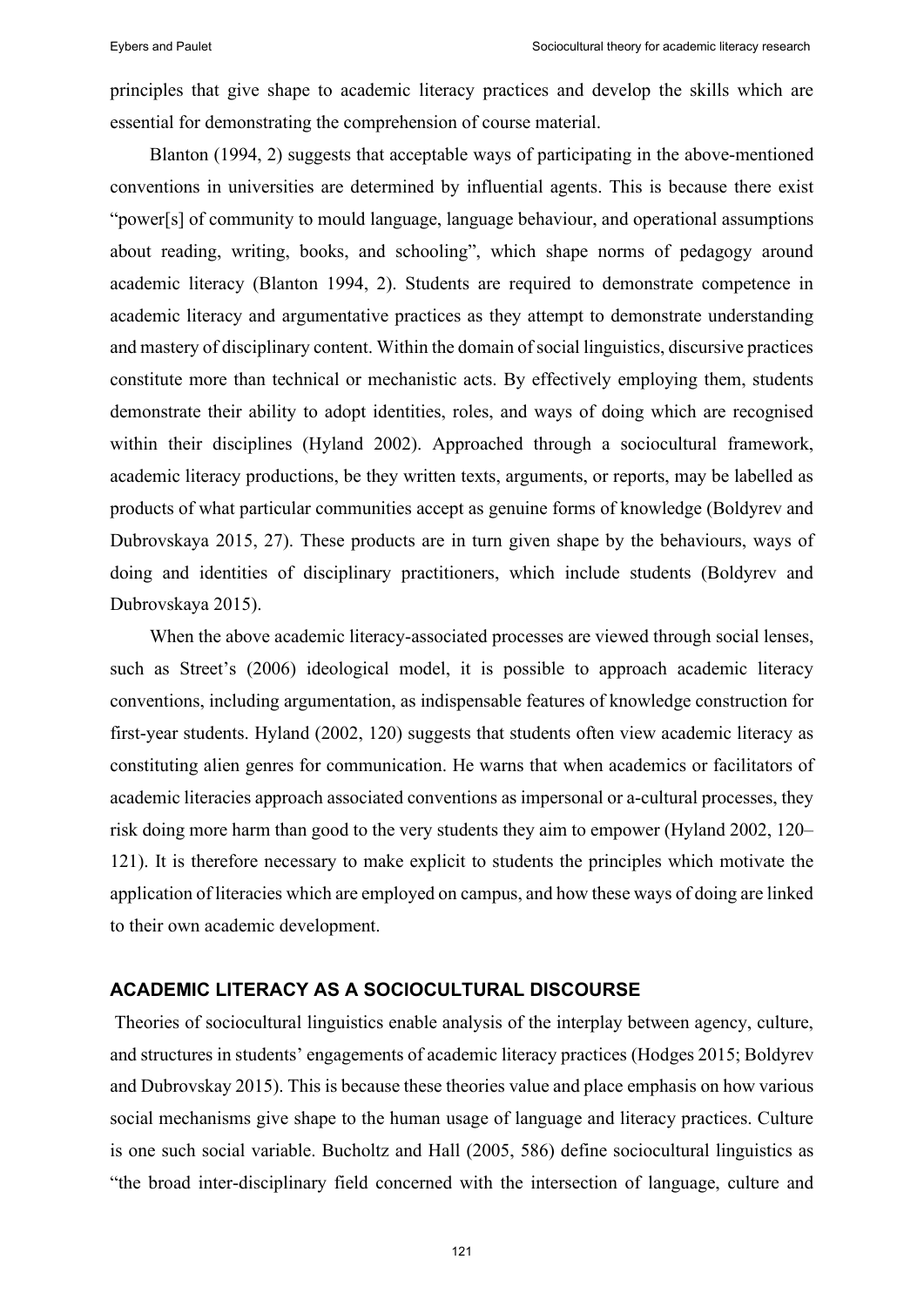principles that give shape to academic literacy practices and develop the skills which are essential for demonstrating the comprehension of course material.

Blanton (1994, 2) suggests that acceptable ways of participating in the above-mentioned conventions in universities are determined by influential agents. This is because there exist "power[s] of community to mould language, language behaviour, and operational assumptions about reading, writing, books, and schooling", which shape norms of pedagogy around academic literacy (Blanton 1994, 2). Students are required to demonstrate competence in academic literacy and argumentative practices as they attempt to demonstrate understanding and mastery of disciplinary content. Within the domain of social linguistics, discursive practices constitute more than technical or mechanistic acts. By effectively employing them, students demonstrate their ability to adopt identities, roles, and ways of doing which are recognised within their disciplines (Hyland 2002). Approached through a sociocultural framework, academic literacy productions, be they written texts, arguments, or reports, may be labelled as products of what particular communities accept as genuine forms of knowledge (Boldyrev and Dubrovskaya 2015, 27). These products are in turn given shape by the behaviours, ways of doing and identities of disciplinary practitioners, which include students (Boldyrev and Dubrovskaya 2015).

When the above academic literacy-associated processes are viewed through social lenses, such as Street's (2006) ideological model, it is possible to approach academic literacy conventions, including argumentation, as indispensable features of knowledge construction for first-year students. Hyland (2002, 120) suggests that students often view academic literacy as constituting alien genres for communication. He warns that when academics or facilitators of academic literacies approach associated conventions as impersonal or a-cultural processes, they risk doing more harm than good to the very students they aim to empower (Hyland 2002, 120–121). It is therefore necessary to make explicit to students the principles which motivate the application of literacies which are employed on campus, and how these ways of doing are linked to their own academic development.

## ACADEMIC LITERACY AS A SOCIOCULTURAL DISCOURSE

Theories of sociocultural linguistics enable analysis of the interplay between agency, culture, and structures in students' engagements of academic literacy practices (Hodges 2015; Boldyrev and Dubrovskay 2015). This is because these theories value and place emphasis on how various social mechanisms give shape to the human usage of language and literacy practices. Culture is one such social variable. Bucholtz and Hall (2005, 586) define sociocultural linguistics as "the broad inter-disciplinary field concerned with the intersection of language, culture and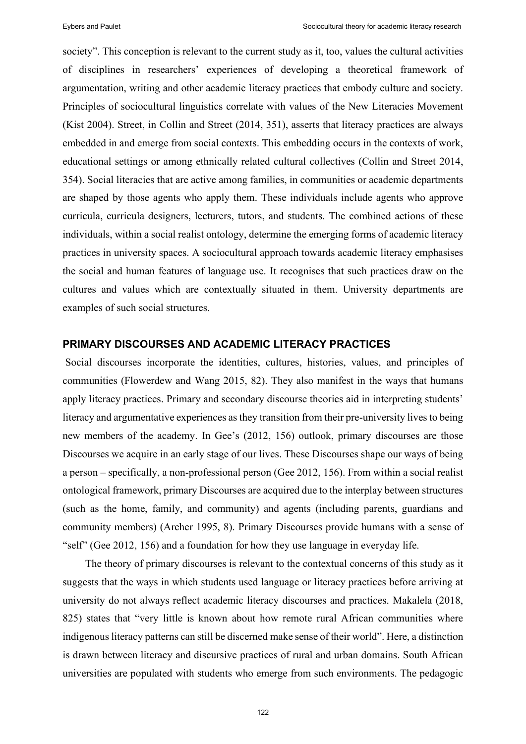society". This conception is relevant to the current study as it, too, values the cultural activities of disciplines in researchers' experiences of developing a theoretical framework of argumentation, writing and other academic literacy practices that embody culture and society. Principles of sociocultural linguistics correlate with values of the New Literacies Movement (Kist 2004). Street, in Collin and Street (2014, 351), asserts that literacy practices are always embedded in and emerge from social contexts. This embedding occurs in the contexts of work, educational settings or among ethnically related cultural collectives (Collin and Street 2014, 354). Social literacies that are active among families, in communities or academic departments are shaped by those agents who apply them. These individuals include agents who approve curricula, curricula designers, lecturers, tutors, and students. The combined actions of these individuals, within a social realist ontology, determine the emerging forms of academic literacy practices in university spaces. A sociocultural approach towards academic literacy emphasises the social and human features of language use. It recognises that such practices draw on the cultures and values which are contextually situated in them. University departments are examples of such social structures.

## PRIMARY DISCOURSES AND ACADEMIC LITERACY PRACTICES

Social discourses incorporate the identities, cultures, histories, values, and principles of communities (Flowerdew and Wang 2015, 82). They also manifest in the ways that humans apply literacy practices. Primary and secondary discourse theories aid in interpreting students' literacy and argumentative experiences as they transition from their pre-university lives to being new members of the academy. In Gee's (2012, 156) outlook, primary discourses are those Discourses we acquire in an early stage of our lives. These Discourses shape our ways of being a person – specifically, a non-professional person (Gee 2012, 156). From within a social realist ontological framework, primary Discourses are acquired due to the interplay between structures (such as the home, family, and community) and agents (including parents, guardians and community members) (Archer 1995, 8). Primary Discourses provide humans with a sense of "self" (Gee 2012, 156) and a foundation for how they use language in everyday life.

The theory of primary discourses is relevant to the contextual concerns of this study as it suggests that the ways in which students used language or literacy practices before arriving at university do not always reflect academic literacy discourses and practices. Makalela (2018, 825) states that "very little is known about how remote rural African communities where indigenous literacy patterns can still be discerned make sense of their world". Here, a distinction is drawn between literacy and discursive practices of rural and urban domains. South African universities are populated with students who emerge from such environments. The pedagogic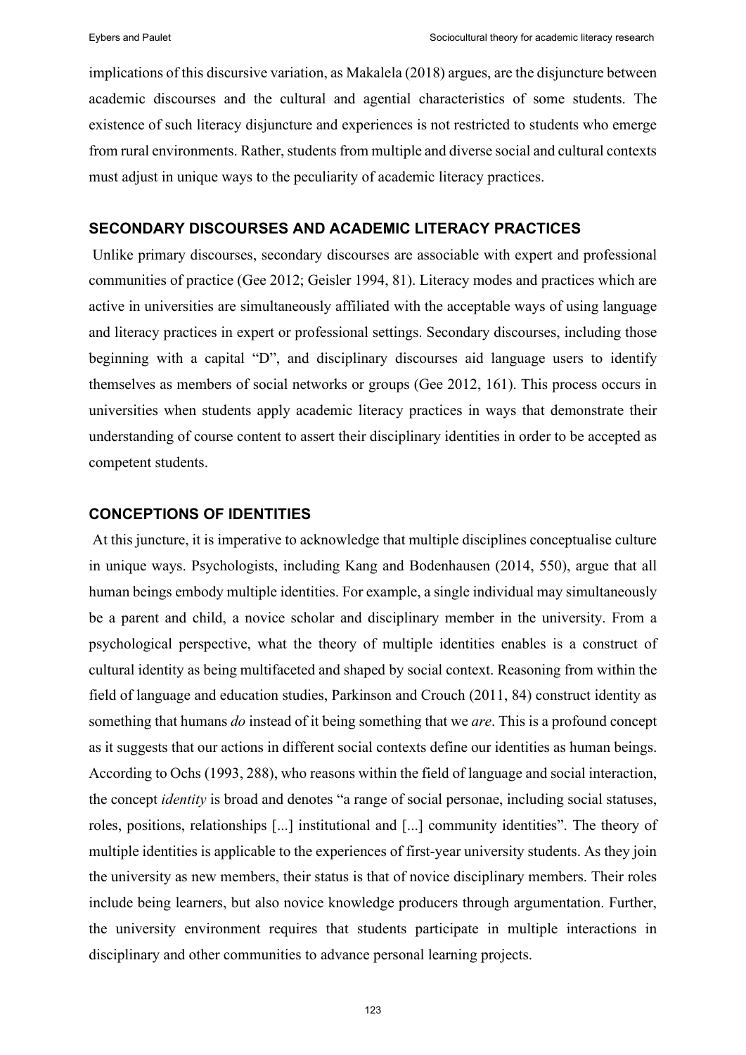implications of this discursive variation, as Makalela (2018) argues, are the disjuncture between academic discourses and the cultural and agential characteristics of some students. The existence of such literacy disjuncture and experiences is not restricted to students who emerge from rural environments. Rather, students from multiple and diverse social and cultural contexts must adjust in unique ways to the peculiarity of academic literacy practices.

## SECONDARY DISCOURSES AND ACADEMIC LITERACY PRACTICES

Unlike primary discourses, secondary discourses are associable with expert and professional communities of practice (Gee 2012; Geisler 1994, 81). Literacy modes and practices which are active in universities are simultaneously affiliated with the acceptable ways of using language and literacy practices in expert or professional settings. Secondary discourses, including those beginning with a capital "D", and disciplinary discourses aid language users to identify themselves as members of social networks or groups (Gee 2012, 161). This process occurs in universities when students apply academic literacy practices in ways that demonstrate their understanding of course content to assert their disciplinary identities in order to be accepted as competent students.

## CONCEPTIONS OF IDENTITIES

At this juncture, it is imperative to acknowledge that multiple disciplines conceptualise culture in unique ways. Psychologists, including Kang and Bodenhausen (2014, 550), argue that all human beings embody multiple identities. For example, a single individual may simultaneously be a parent and child, a novice scholar and disciplinary member in the university. From a psychological perspective, what the theory of multiple identities enables is a construct of cultural identity as being multifaceted and shaped by social context. Reasoning from within the field of language and education studies, Parkinson and Crouch (2011, 84) construct identity as something that humans *do* instead of it being something that we *are*. This is a profound concept as it suggests that our actions in different social contexts define our identities as human beings. According to Ochs (1993, 288), who reasons within the field of language and social interaction, the concept *identity* is broad and denotes "a range of social personae, including social statuses, roles, positions, relationships [...] institutional and [...] community identities". The theory of multiple identities is applicable to the experiences of first-year university students. As they join the university as new members, their status is that of novice disciplinary members. Their roles include being learners, but also novice knowledge producers through argumentation. Further, the university environment requires that students participate in multiple interactions in disciplinary and other communities to advance personal learning projects.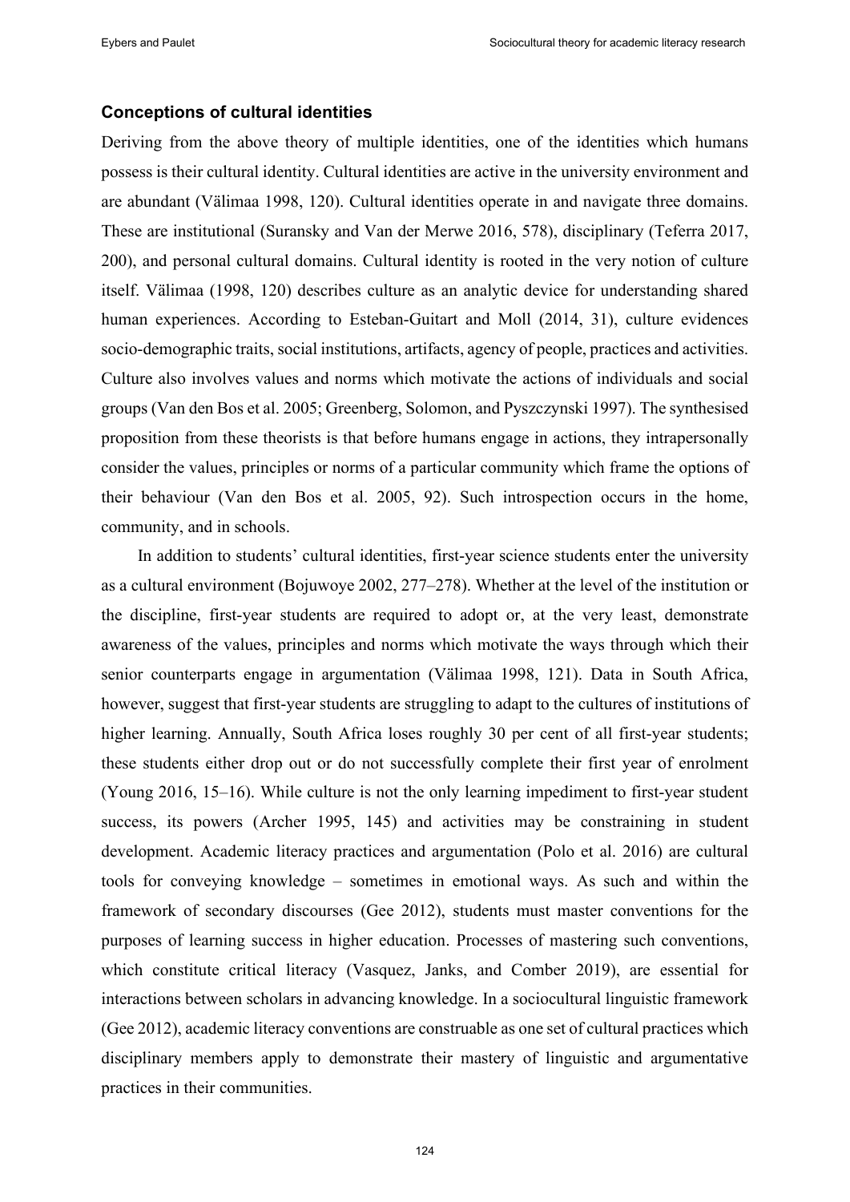### Conceptions of cultural identities

Deriving from the above theory of multiple identities, one of the identities which humans possess is their cultural identity. Cultural identities are active in the university environment and are abundant (Välimaa 1998, 120). Cultural identities operate in and navigate three domains. These are institutional (Suransky and Van der Merwe 2016, 578), disciplinary (Teferra 2017, 200), and personal cultural domains. Cultural identity is rooted in the very notion of culture itself. Välimaa (1998, 120) describes culture as an analytic device for understanding shared human experiences. According to Esteban-Guitart and Moll (2014, 31), culture evidences socio-demographic traits, social institutions, artifacts, agency of people, practices and activities. Culture also involves values and norms which motivate the actions of individuals and social groups (Van den Bos et al. 2005; Greenberg, Solomon, and Pyszczynski 1997). The synthesised proposition from these theorists is that before humans engage in actions, they intrapersonally consider the values, principles or norms of a particular community which frame the options of their behaviour (Van den Bos et al. 2005, 92). Such introspection occurs in the home, community, and in schools.

In addition to students' cultural identities, first-year science students enter the university as a cultural environment (Bojuwoye 2002, 277–278). Whether at the level of the institution or the discipline, first-year students are required to adopt or, at the very least, demonstrate awareness of the values, principles and norms which motivate the ways through which their senior counterparts engage in argumentation (Välimaa 1998, 121). Data in South Africa, however, suggest that first-year students are struggling to adapt to the cultures of institutions of higher learning. Annually, South Africa loses roughly 30 per cent of all first-year students; these students either drop out or do not successfully complete their first year of enrolment (Young 2016, 15–16). While culture is not the only learning impediment to first-year student success, its powers (Archer 1995, 145) and activities may be constraining in student development. Academic literacy practices and argumentation (Polo et al. 2016) are cultural tools for conveying knowledge – sometimes in emotional ways. As such and within the framework of secondary discourses (Gee 2012), students must master conventions for the purposes of learning success in higher education. Processes of mastering such conventions, which constitute critical literacy (Vasquez, Janks, and Comber 2019), are essential for interactions between scholars in advancing knowledge. In a sociocultural linguistic framework (Gee 2012), academic literacy conventions are construable as one set of cultural practices which disciplinary members apply to demonstrate their mastery of linguistic and argumentative practices in their communities.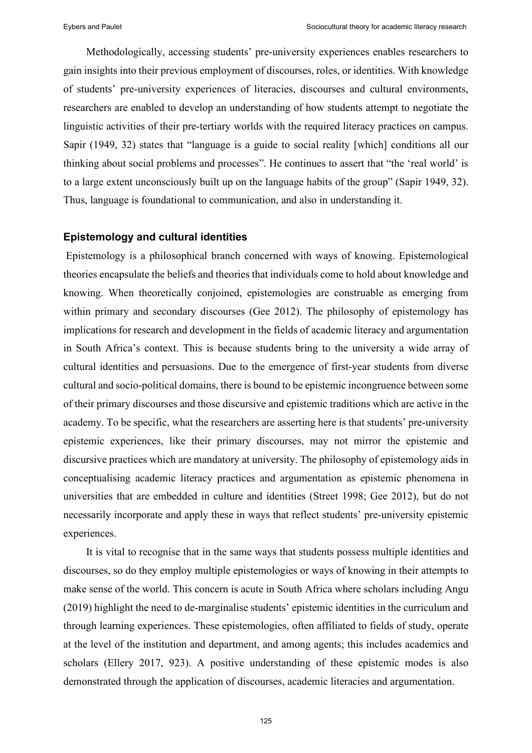Methodologically, accessing students' pre-university experiences enables researchers to gain insights into their previous employment of discourses, roles, or identities. With knowledge of students' pre-university experiences of literacies, discourses and cultural environments, researchers are enabled to develop an understanding of how students attempt to negotiate the linguistic activities of their pre-tertiary worlds with the required literacy practices on campus. Sapir (1949, 32) states that "language is a guide to social reality [which] conditions all our thinking about social problems and processes". He continues to assert that "the 'real world' is to a large extent unconsciously built up on the language habits of the group" (Sapir 1949, 32). Thus, language is foundational to communication, and also in understanding it.

### Epistemology and cultural identities

Epistemology is a philosophical branch concerned with ways of knowing. Epistemological theories encapsulate the beliefs and theories that individuals come to hold about knowledge and knowing. When theoretically conjoined, epistemologies are construable as emerging from within primary and secondary discourses (Gee 2012). The philosophy of epistemology has implications for research and development in the fields of academic literacy and argumentation in South Africa's context. This is because students bring to the university a wide array of cultural identities and persuasions. Due to the emergence of first-year students from diverse cultural and socio-political domains, there is bound to be epistemic incongruence between some of their primary discourses and those discursive and epistemic traditions which are active in the academy. To be specific, what the researchers are asserting here is that students' pre-university epistemic experiences, like their primary discourses, may not mirror the epistemic and discursive practices which are mandatory at university. The philosophy of epistemology aids in conceptualising academic literacy practices and argumentation as epistemic phenomena in universities that are embedded in culture and identities (Street 1998; Gee 2012), but do not necessarily incorporate and apply these in ways that reflect students' pre-university epistemic experiences.

It is vital to recognise that in the same ways that students possess multiple identities and discourses, so do they employ multiple epistemologies or ways of knowing in their attempts to make sense of the world. This concern is acute in South Africa where scholars including Angu (2019) highlight the need to de-marginalise students' epistemic identities in the curriculum and through learning experiences. These epistemologies, often affiliated to fields of study, operate at the level of the institution and department, and among agents; this includes academics and scholars (Ellery 2017, 923). A positive understanding of these epistemic modes is also demonstrated through the application of discourses, academic literacies and argumentation.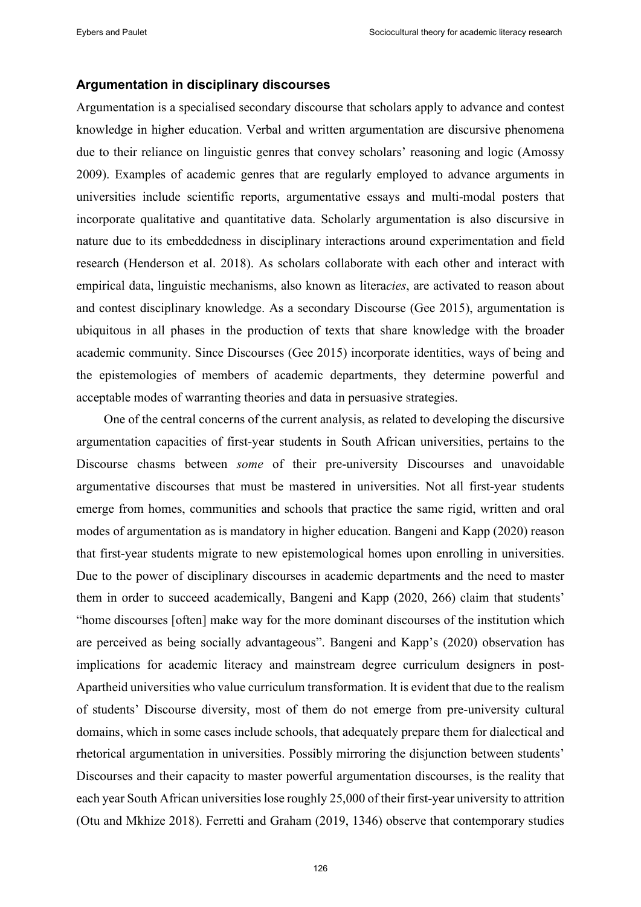## Argumentation in disciplinary discourses

Argumentation is a specialised secondary discourse that scholars apply to advance and contest knowledge in higher education. Verbal and written argumentation are discursive phenomena due to their reliance on linguistic genres that convey scholars' reasoning and logic (Amossy 2009). Examples of academic genres that are regularly employed to advance arguments in universities include scientific reports, argumentative essays and multi-modal posters that incorporate qualitative and quantitative data. Scholarly argumentation is also discursive in nature due to its embeddedness in disciplinary interactions around experimentation and field research (Henderson et al. 2018). As scholars collaborate with each other and interact with empirical data, linguistic mechanisms, also known as litera*cies*, are activated to reason about and contest disciplinary knowledge. As a secondary Discourse (Gee 2015), argumentation is ubiquitous in all phases in the production of texts that share knowledge with the broader academic community. Since Discourses (Gee 2015) incorporate identities, ways of being and the epistemologies of members of academic departments, they determine powerful and acceptable modes of warranting theories and data in persuasive strategies.

One of the central concerns of the current analysis, as related to developing the discursive argumentation capacities of first-year students in South African universities, pertains to the Discourse chasms between *some* of their pre-university Discourses and unavoidable argumentative discourses that must be mastered in universities. Not all first-year students emerge from homes, communities and schools that practice the same rigid, written and oral modes of argumentation as is mandatory in higher education. Bangeni and Kapp (2020) reason that first-year students migrate to new epistemological homes upon enrolling in universities. Due to the power of disciplinary discourses in academic departments and the need to master them in order to succeed academically, Bangeni and Kapp (2020, 266) claim that students' "home discourses [often] make way for the more dominant discourses of the institution which are perceived as being socially advantageous". Bangeni and Kapp's (2020) observation has implications for academic literacy and mainstream degree curriculum designers in post-Apartheid universities who value curriculum transformation. It is evident that due to the realism of students' Discourse diversity, most of them do not emerge from pre-university cultural domains, which in some cases include schools, that adequately prepare them for dialectical and rhetorical argumentation in universities. Possibly mirroring the disjunction between students' Discourses and their capacity to master powerful argumentation discourses, is the reality that each year South African universities lose roughly 25,000 of their first-year university to attrition (Otu and Mkhize 2018). Ferretti and Graham (2019, 1346) observe that contemporary studies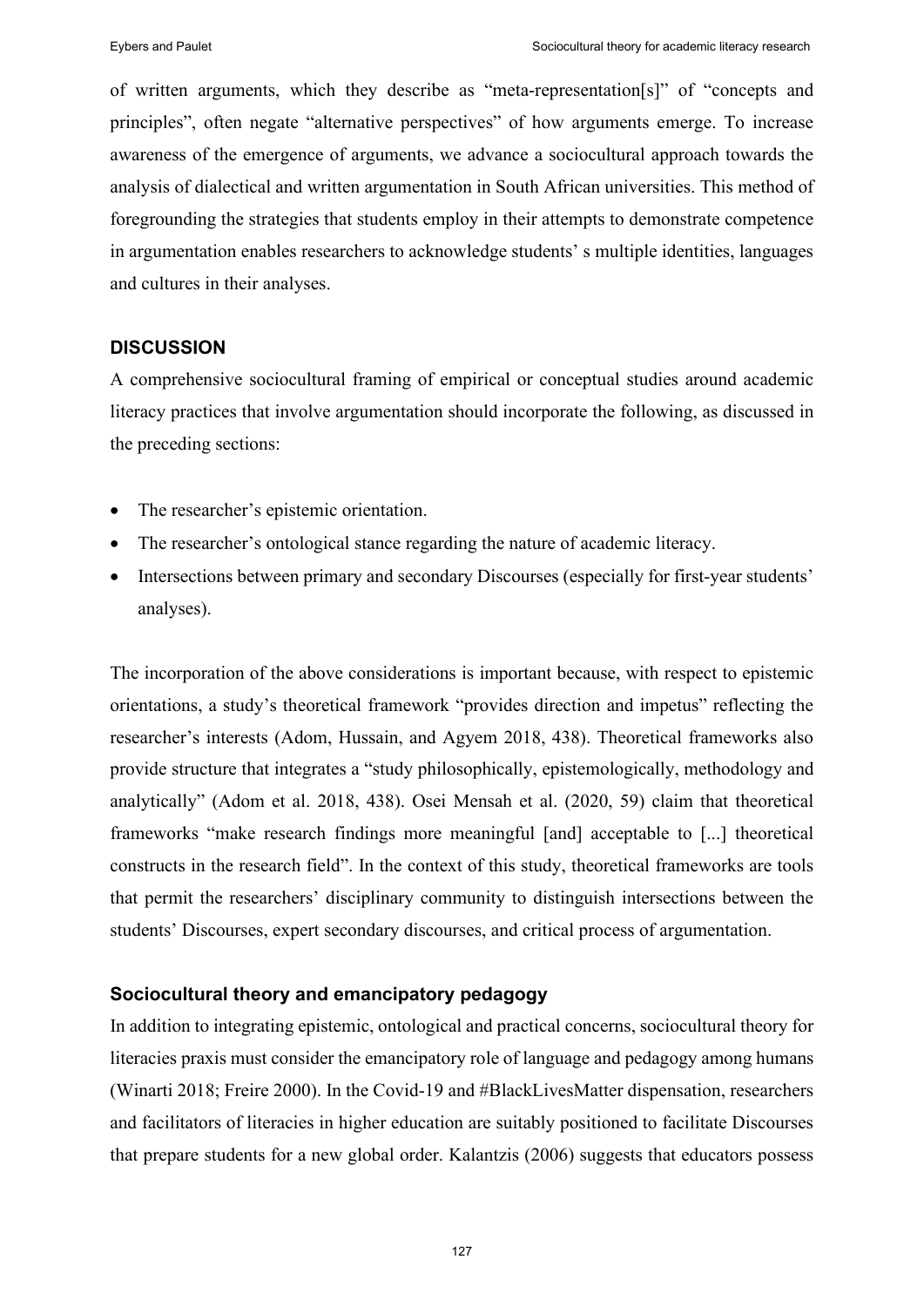of written arguments, which they describe as "meta-representation[s]" of "concepts and principles", often negate "alternative perspectives" of how arguments emerge. To increase awareness of the emergence of arguments, we advance a sociocultural approach towards the analysis of dialectical and written argumentation in South African universities. This method of foregrounding the strategies that students employ in their attempts to demonstrate competence in argumentation enables researchers to acknowledge students' s multiple identities, languages and cultures in their analyses.

## DISCUSSION

A comprehensive sociocultural framing of empirical or conceptual studies around academic literacy practices that involve argumentation should incorporate the following, as discussed in the preceding sections:

- The researcher's epistemic orientation.
- The researcher's ontological stance regarding the nature of academic literacy.
- Intersections between primary and secondary Discourses (especially for first-year students' analyses).

The incorporation of the above considerations is important because, with respect to epistemic orientations, a study's theoretical framework "provides direction and impetus" reflecting the researcher's interests (Adom, Hussain, and Agyem 2018, 438). Theoretical frameworks also provide structure that integrates a "study philosophically, epistemologically, methodology and analytically" (Adom et al. 2018, 438). Osei Mensah et al. (2020, 59) claim that theoretical frameworks "make research findings more meaningful [and] acceptable to [...] theoretical constructs in the research field". In the context of this study, theoretical frameworks are tools that permit the researchers' disciplinary community to distinguish intersections between the students' Discourses, expert secondary discourses, and critical process of argumentation.

### Sociocultural theory and emancipatory pedagogy

In addition to integrating epistemic, ontological and practical concerns, sociocultural theory for literacies praxis must consider the emancipatory role of language and pedagogy among humans (Winarti 2018; Freire 2000). In the Covid-19 and #BlackLivesMatter dispensation, researchers and facilitators of literacies in higher education are suitably positioned to facilitate Discourses that prepare students for a new global order. Kalantzis (2006) suggests that educators possess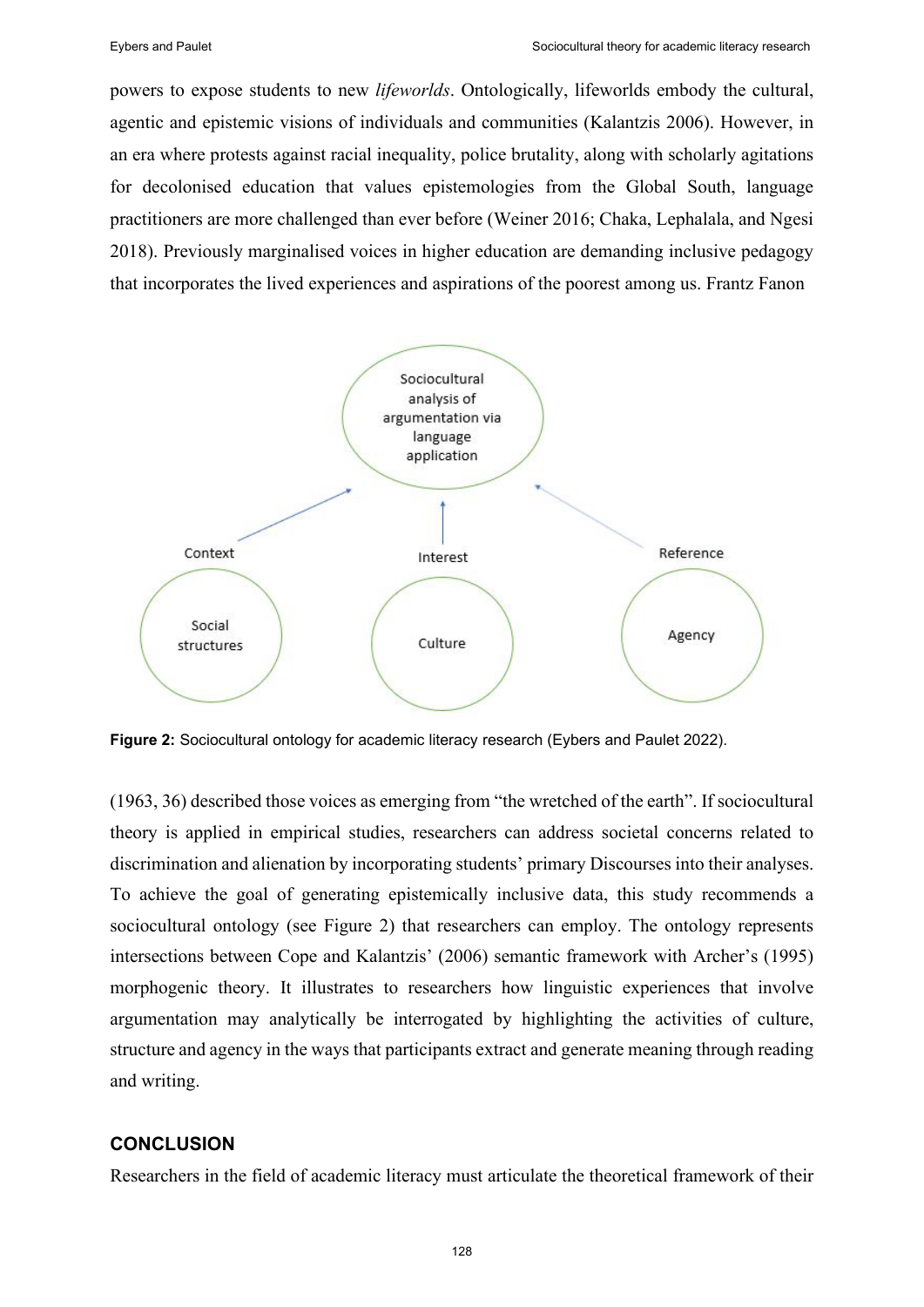powers to expose students to new *lifeworlds*. Ontologically, lifeworlds embody the cultural, agentic and epistemic visions of individuals and communities (Kalantzis 2006). However, in an era where protests against racial inequality, police brutality, along with scholarly agitations for decolonised education that values epistemologies from the Global South, language practitioners are more challenged than ever before (Weiner 2016; Chaka, Lephalala, and Ngesi 2018). Previously marginalised voices in higher education are demanding inclusive pedagogy that incorporates the lived experiences and aspirations of the poorest among us. Frantz Fanon

Sociocultural analysis of argumentation via language application

Context — Social structures

Interest — Culture

Reference — Agency

**Figure 2:** Sociocultural ontology for academic literacy research (Eybers and Paulet 2022).

(1963, 36) described those voices as emerging from "the wretched of the earth". If sociocultural theory is applied in empirical studies, researchers can address societal concerns related to discrimination and alienation by incorporating students' primary Discourses into their analyses. To achieve the goal of generating epistemically inclusive data, this study recommends a sociocultural ontology (see Figure 2) that researchers can employ. The ontology represents intersections between Cope and Kalantzis' (2006) semantic framework with Archer's (1995) morphogenic theory. It illustrates to researchers how linguistic experiences that involve argumentation may analytically be interrogated by highlighting the activities of culture, structure and agency in the ways that participants extract and generate meaning through reading and writing.

## CONCLUSION

Researchers in the field of academic literacy must articulate the theoretical framework of their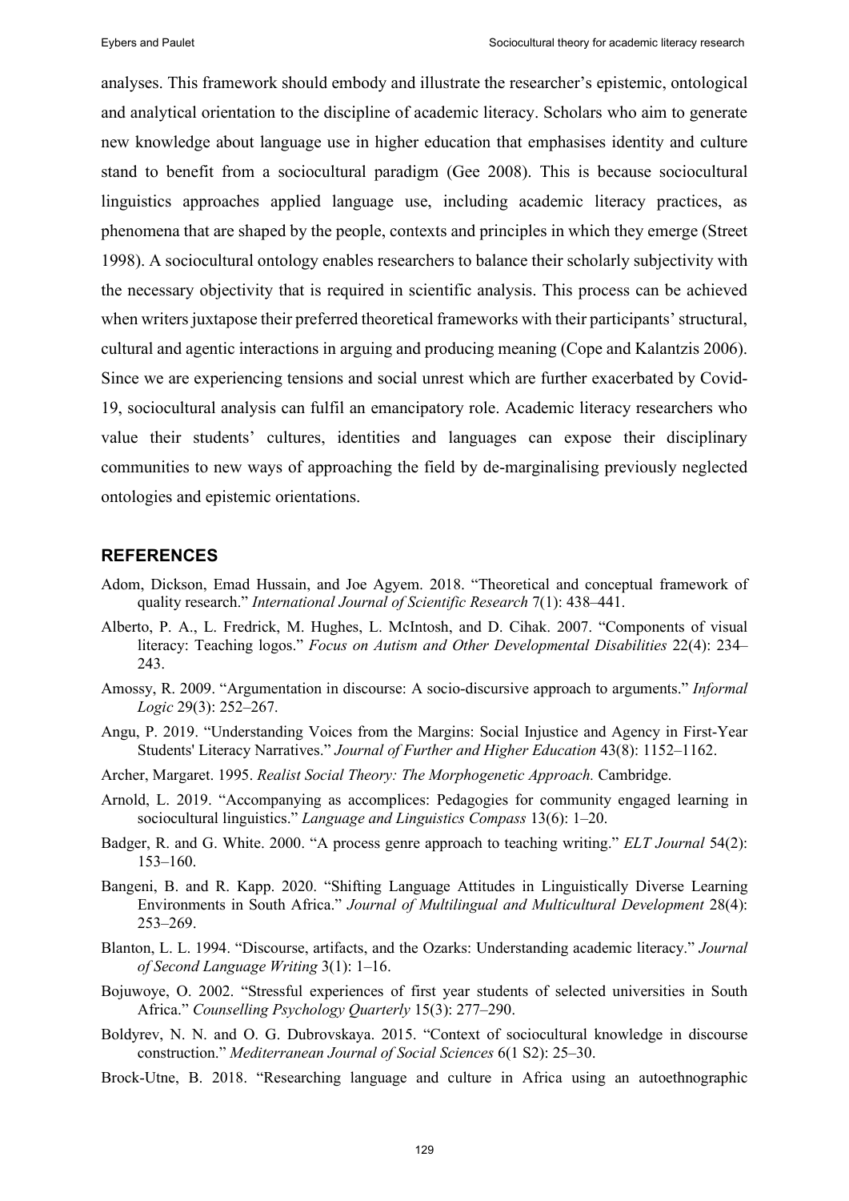analyses. This framework should embody and illustrate the researcher's epistemic, ontological and analytical orientation to the discipline of academic literacy. Scholars who aim to generate new knowledge about language use in higher education that emphasises identity and culture stand to benefit from a sociocultural paradigm (Gee 2008). This is because sociocultural linguistics approaches applied language use, including academic literacy practices, as phenomena that are shaped by the people, contexts and principles in which they emerge (Street 1998). A sociocultural ontology enables researchers to balance their scholarly subjectivity with the necessary objectivity that is required in scientific analysis. This process can be achieved when writers juxtapose their preferred theoretical frameworks with their participants' structural, cultural and agentic interactions in arguing and producing meaning (Cope and Kalantzis 2006). Since we are experiencing tensions and social unrest which are further exacerbated by Covid-19, sociocultural analysis can fulfil an emancipatory role. Academic literacy researchers who value their students' cultures, identities and languages can expose their disciplinary communities to new ways of approaching the field by de-marginalising previously neglected ontologies and epistemic orientations.

## REFERENCES

Adom, Dickson, Emad Hussain, and Joe Agyem. 2018. "Theoretical and conceptual framework of quality research." *International Journal of Scientific Research* 7(1): 438–441.

Alberto, P. A., L. Fredrick, M. Hughes, L. McIntosh, and D. Cihak. 2007. "Components of visual literacy: Teaching logos." *Focus on Autism and Other Developmental Disabilities* 22(4): 234–243.

Amossy, R. 2009. "Argumentation in discourse: A socio-discursive approach to arguments." *Informal Logic* 29(3): 252–267.

Angu, P. 2019. "Understanding Voices from the Margins: Social Injustice and Agency in First-Year Students' Literacy Narratives." *Journal of Further and Higher Education* 43(8): 1152–1162.

Archer, Margaret. 1995. *Realist Social Theory: The Morphogenetic Approach.* Cambridge.

Arnold, L. 2019. "Accompanying as accomplices: Pedagogies for community engaged learning in sociocultural linguistics." *Language and Linguistics Compass* 13(6): 1–20.

Badger, R. and G. White. 2000. "A process genre approach to teaching writing." *ELT Journal* 54(2): 153–160.

Bangeni, B. and R. Kapp. 2020. "Shifting Language Attitudes in Linguistically Diverse Learning Environments in South Africa." *Journal of Multilingual and Multicultural Development* 28(4): 253–269.

Blanton, L. L. 1994. "Discourse, artifacts, and the Ozarks: Understanding academic literacy." *Journal of Second Language Writing* 3(1): 1–16.

Bojuwoye, O. 2002. "Stressful experiences of first year students of selected universities in South Africa." *Counselling Psychology Quarterly* 15(3): 277–290.

Boldyrev, N. N. and O. G. Dubrovskaya. 2015. "Context of sociocultural knowledge in discourse construction." *Mediterranean Journal of Social Sciences* 6(1 S2): 25–30.

Brock-Utne, B. 2018. "Researching language and culture in Africa using an autoethnographic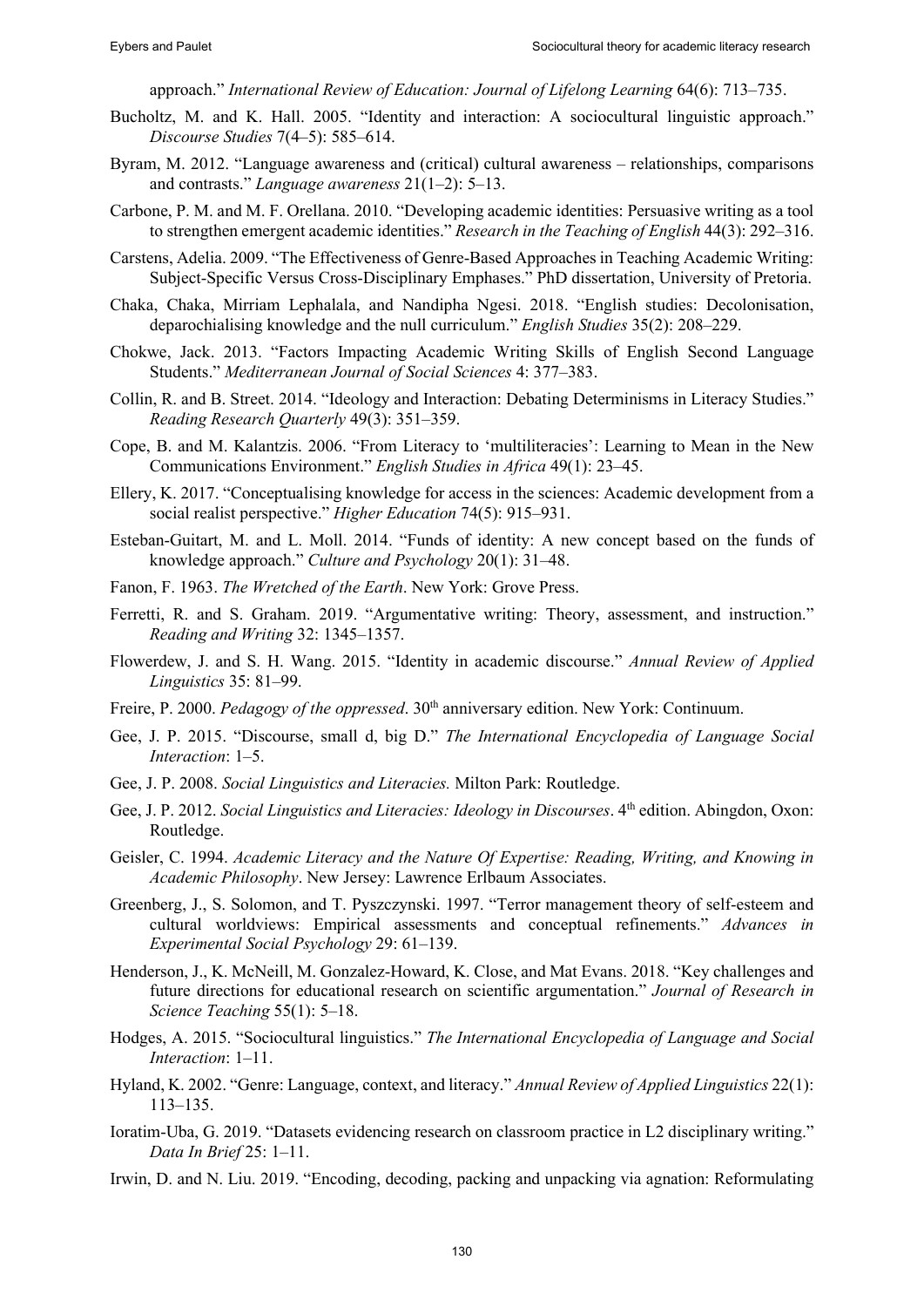approach." *International Review of Education: Journal of Lifelong Learning* 64(6): 713–735.

Bucholtz, M. and K. Hall. 2005. "Identity and interaction: A sociocultural linguistic approach." *Discourse Studies* 7(4–5): 585–614.

Byram, M. 2012. "Language awareness and (critical) cultural awareness – relationships, comparisons and contrasts." *Language awareness* 21(1–2): 5–13.

Carbone, P. M. and M. F. Orellana. 2010. "Developing academic identities: Persuasive writing as a tool to strengthen emergent academic identities." *Research in the Teaching of English* 44(3): 292–316.

Carstens, Adelia. 2009. "The Effectiveness of Genre-Based Approaches in Teaching Academic Writing: Subject-Specific Versus Cross-Disciplinary Emphases." PhD dissertation, University of Pretoria.

Chaka, Chaka, Mirriam Lephalala, and Nandipha Ngesi. 2018. "English studies: Decolonisation, deparochialising knowledge and the null curriculum." *English Studies* 35(2): 208–229.

Chokwe, Jack. 2013. "Factors Impacting Academic Writing Skills of English Second Language Students." *Mediterranean Journal of Social Sciences* 4: 377–383.

Collin, R. and B. Street. 2014. "Ideology and Interaction: Debating Determinisms in Literacy Studies." *Reading Research Quarterly* 49(3): 351–359.

Cope, B. and M. Kalantzis. 2006. "From Literacy to 'multiliteracies': Learning to Mean in the New Communications Environment." *English Studies in Africa* 49(1): 23–45.

Ellery, K. 2017. "Conceptualising knowledge for access in the sciences: Academic development from a social realist perspective." *Higher Education* 74(5): 915–931.

Esteban-Guitart, M. and L. Moll. 2014. "Funds of identity: A new concept based on the funds of knowledge approach." *Culture and Psychology* 20(1): 31–48.

Fanon, F. 1963. *The Wretched of the Earth*. New York: Grove Press.

Ferretti, R. and S. Graham. 2019. "Argumentative writing: Theory, assessment, and instruction." *Reading and Writing* 32: 1345–1357.

Flowerdew, J. and S. H. Wang. 2015. "Identity in academic discourse." *Annual Review of Applied Linguistics* 35: 81–99.

Freire, P. 2000. *Pedagogy of the oppressed*. 30th anniversary edition. New York: Continuum.

Gee, J. P. 2015. "Discourse, small d, big D." *The International Encyclopedia of Language Social Interaction*: 1–5.

Gee, J. P. 2008. *Social Linguistics and Literacies.* Milton Park: Routledge.

Gee, J. P. 2012. *Social Linguistics and Literacies: Ideology in Discourses*. 4th edition. Abingdon, Oxon: Routledge.

Geisler, C. 1994. *Academic Literacy and the Nature Of Expertise: Reading, Writing, and Knowing in Academic Philosophy*. New Jersey: Lawrence Erlbaum Associates.

Greenberg, J., S. Solomon, and T. Pyszczynski. 1997. "Terror management theory of self-esteem and cultural worldviews: Empirical assessments and conceptual refinements." *Advances in Experimental Social Psychology* 29: 61–139.

Henderson, J., K. McNeill, M. Gonzalez-Howard, K. Close, and Mat Evans. 2018. "Key challenges and future directions for educational research on scientific argumentation." *Journal of Research in Science Teaching* 55(1): 5–18.

Hodges, A. 2015. "Sociocultural linguistics." *The International Encyclopedia of Language and Social Interaction*: 1–11.

Hyland, K. 2002. "Genre: Language, context, and literacy." *Annual Review of Applied Linguistics* 22(1): 113–135.

Ioratim-Uba, G. 2019. "Datasets evidencing research on classroom practice in L2 disciplinary writing." *Data In Brief* 25: 1–11.

Irwin, D. and N. Liu. 2019. "Encoding, decoding, packing and unpacking via agnation: Reformulating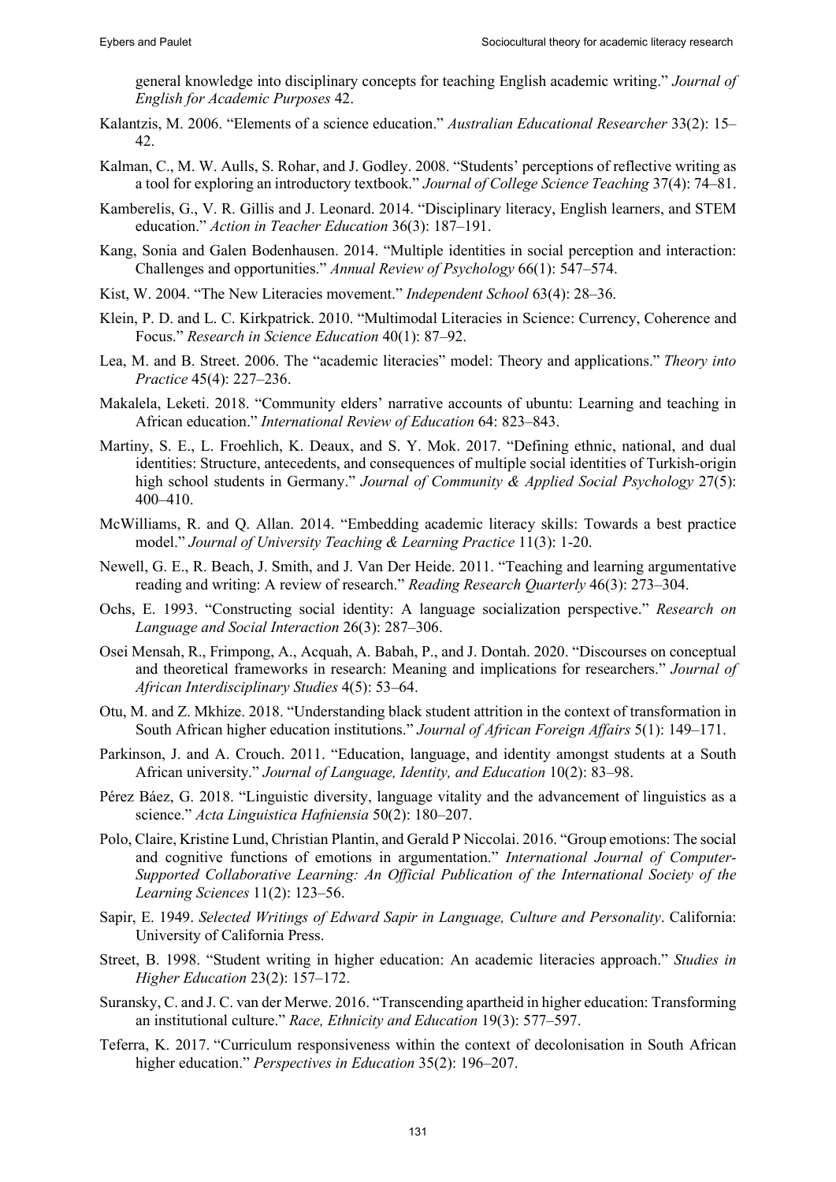general knowledge into disciplinary concepts for teaching English academic writing." *Journal of English for Academic Purposes* 42.

Kalantzis, M. 2006. "Elements of a science education." *Australian Educational Researcher* 33(2): 15–42.

Kalman, C., M. W. Aulls, S. Rohar, and J. Godley. 2008. "Students' perceptions of reflective writing as a tool for exploring an introductory textbook." *Journal of College Science Teaching* 37(4): 74–81.

Kamberelis, G., V. R. Gillis and J. Leonard. 2014. "Disciplinary literacy, English learners, and STEM education." *Action in Teacher Education* 36(3): 187–191.

Kang, Sonia and Galen Bodenhausen. 2014. "Multiple identities in social perception and interaction: Challenges and opportunities." *Annual Review of Psychology* 66(1): 547–574.

Kist, W. 2004. "The New Literacies movement." *Independent School* 63(4): 28–36.

Klein, P. D. and L. C. Kirkpatrick. 2010. "Multimodal Literacies in Science: Currency, Coherence and Focus." *Research in Science Education* 40(1): 87–92.

Lea, M. and B. Street. 2006. The "academic literacies" model: Theory and applications." *Theory into Practice* 45(4): 227–236.

Makalela, Leketi. 2018. "Community elders' narrative accounts of ubuntu: Learning and teaching in African education." *International Review of Education* 64: 823–843.

Martiny, S. E., L. Froehlich, K. Deaux, and S. Y. Mok. 2017. "Defining ethnic, national, and dual identities: Structure, antecedents, and consequences of multiple social identities of Turkish-origin high school students in Germany." *Journal of Community & Applied Social Psychology* 27(5): 400–410.

McWilliams, R. and Q. Allan. 2014. "Embedding academic literacy skills: Towards a best practice model." *Journal of University Teaching & Learning Practice* 11(3): 1-20.

Newell, G. E., R. Beach, J. Smith, and J. Van Der Heide. 2011. "Teaching and learning argumentative reading and writing: A review of research." *Reading Research Quarterly* 46(3): 273–304.

Ochs, E. 1993. "Constructing social identity: A language socialization perspective." *Research on Language and Social Interaction* 26(3): 287–306.

Osei Mensah, R., Frimpong, A., Acquah, A. Babah, P., and J. Dontah. 2020. "Discourses on conceptual and theoretical frameworks in research: Meaning and implications for researchers." *Journal of African Interdisciplinary Studies* 4(5): 53–64.

Otu, M. and Z. Mkhize. 2018. "Understanding black student attrition in the context of transformation in South African higher education institutions." *Journal of African Foreign Affairs* 5(1): 149–171.

Parkinson, J. and A. Crouch. 2011. "Education, language, and identity amongst students at a South African university." *Journal of Language, Identity, and Education* 10(2): 83–98.

Pérez Báez, G. 2018. "Linguistic diversity, language vitality and the advancement of linguistics as a science." *Acta Linguistica Hafniensia* 50(2): 180–207.

Polo, Claire, Kristine Lund, Christian Plantin, and Gerald P Niccolai. 2016. "Group emotions: The social and cognitive functions of emotions in argumentation." *International Journal of Computer-Supported Collaborative Learning: An Official Publication of the International Society of the Learning Sciences* 11(2): 123–56.

Sapir, E. 1949. *Selected Writings of Edward Sapir in Language, Culture and Personality*. California: University of California Press.

Street, B. 1998. "Student writing in higher education: An academic literacies approach." *Studies in Higher Education* 23(2): 157–172.

Suransky, C. and J. C. van der Merwe. 2016. "Transcending apartheid in higher education: Transforming an institutional culture." *Race, Ethnicity and Education* 19(3): 577–597.

Teferra, K. 2017. "Curriculum responsiveness within the context of decolonisation in South African higher education." *Perspectives in Education* 35(2): 196–207.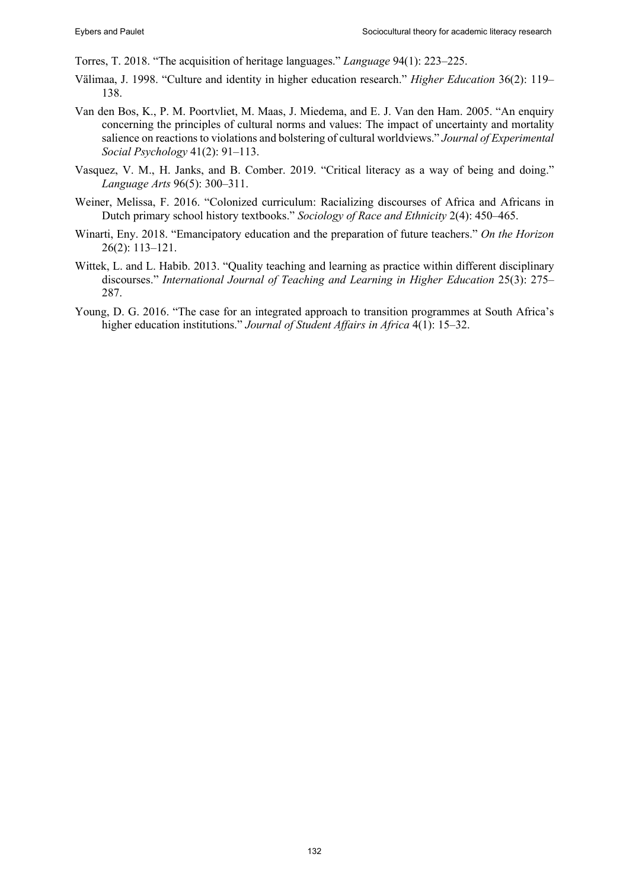Torres, T. 2018. "The acquisition of heritage languages." *Language* 94(1): 223–225.

Välimaa, J. 1998. "Culture and identity in higher education research." *Higher Education* 36(2): 119–138.

Van den Bos, K., P. M. Poortvliet, M. Maas, J. Miedema, and E. J. Van den Ham. 2005. "An enquiry concerning the principles of cultural norms and values: The impact of uncertainty and mortality salience on reactions to violations and bolstering of cultural worldviews." *Journal of Experimental Social Psychology* 41(2): 91–113.

Vasquez, V. M., H. Janks, and B. Comber. 2019. "Critical literacy as a way of being and doing." *Language Arts* 96(5): 300–311.

Weiner, Melissa, F. 2016. "Colonized curriculum: Racializing discourses of Africa and Africans in Dutch primary school history textbooks." *Sociology of Race and Ethnicity* 2(4): 450–465.

Winarti, Eny. 2018. "Emancipatory education and the preparation of future teachers." *On the Horizon* 26(2): 113–121.

Wittek, L. and L. Habib. 2013. "Quality teaching and learning as practice within different disciplinary discourses." *International Journal of Teaching and Learning in Higher Education* 25(3): 275–287.

Young, D. G. 2016. "The case for an integrated approach to transition programmes at South Africa's higher education institutions." *Journal of Student Affairs in Africa* 4(1): 15–32.